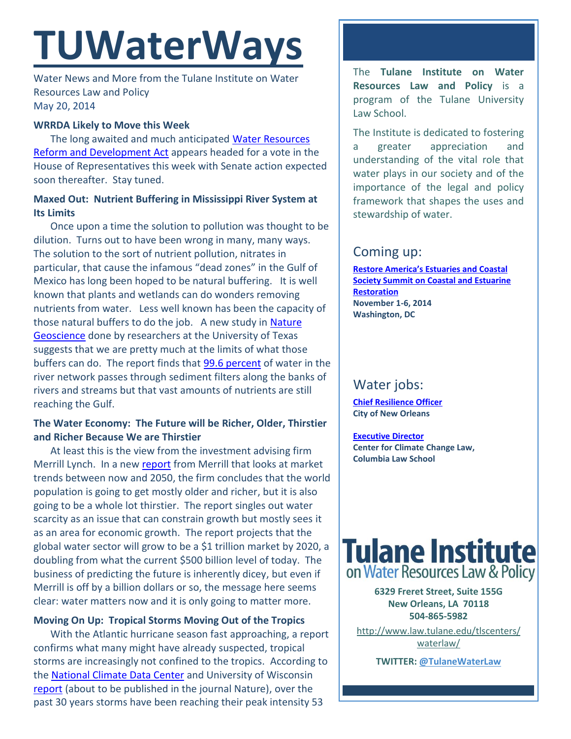# TUWaterWays

Water News and More from the Tulane Institute on Water Resources Law and Policy
May 20, 2014

### WRRDA Likely to Move this Week

The long awaited and much anticipated Water Resources Reform and Development Act appears headed for a vote in the House of Representatives this week with Senate action expected soon thereafter. Stay tuned.

### Maxed Out: Nutrient Buffering in Mississippi River System at Its Limits

Once upon a time the solution to pollution was thought to be dilution. Turns out to have been wrong in many, many ways. The solution to the sort of nutrient pollution, nitrates in particular, that cause the infamous "dead zones" in the Gulf of Mexico has long been hoped to be natural buffering. It is well known that plants and wetlands can do wonders removing nutrients from water. Less well known has been the capacity of those natural buffers to do the job. A new study in Nature Geoscience done by researchers at the University of Texas suggests that we are pretty much at the limits of what those buffers can do. The report finds that 99.6 percent of water in the river network passes through sediment filters along the banks of rivers and streams but that vast amounts of nutrients are still reaching the Gulf.

### The Water Economy: The Future will be Richer, Older, Thirstier and Richer Because We are Thirstier

At least this is the view from the investment advising firm Merrill Lynch. In a new report from Merrill that looks at market trends between now and 2050, the firm concludes that the world population is going to get mostly older and richer, but it is also going to be a whole lot thirstier. The report singles out water scarcity as an issue that can constrain growth but mostly sees it as an area for economic growth. The report projects that the global water sector will grow to be a $1 trillion market by 2020, a doubling from what the current $500 billion level of today. The business of predicting the future is inherently dicey, but even if Merrill is off by a billion dollars or so, the message here seems clear: water matters now and it is only going to matter more.

### Moving On Up: Tropical Storms Moving Out of the Tropics

With the Atlantic hurricane season fast approaching, a report confirms what many might have already suspected, tropical storms are increasingly not confined to the tropics. According to the National Climate Data Center and University of Wisconsin report (about to be published in the journal Nature), over the past 30 years storms have been reaching their peak intensity 53

---

The **Tulane Institute on Water Resources Law and Policy** is a program of the Tulane University Law School.

The Institute is dedicated to fostering a greater appreciation and understanding of the vital role that water plays in our society and of the importance of the legal and policy framework that shapes the uses and stewardship of water.

## Coming up:

**Restore America's Estuaries and Coastal Society Summit on Coastal and Estuarine Restoration**
**November 1-6, 2014**
**Washington, DC**

## Water jobs:

**Chief Resilience Officer**
**City of New Orleans**

**Executive Director**
**Center for Climate Change Law, Columbia Law School**

**Tulane Institute on Water Resources Law & Policy**

**6329 Freret Street, Suite 155G**
**New Orleans, LA 70118**
**504-865-5982**

http://www.law.tulane.edu/tlscenters/waterlaw/

**TWITTER: @TulaneWaterLaw**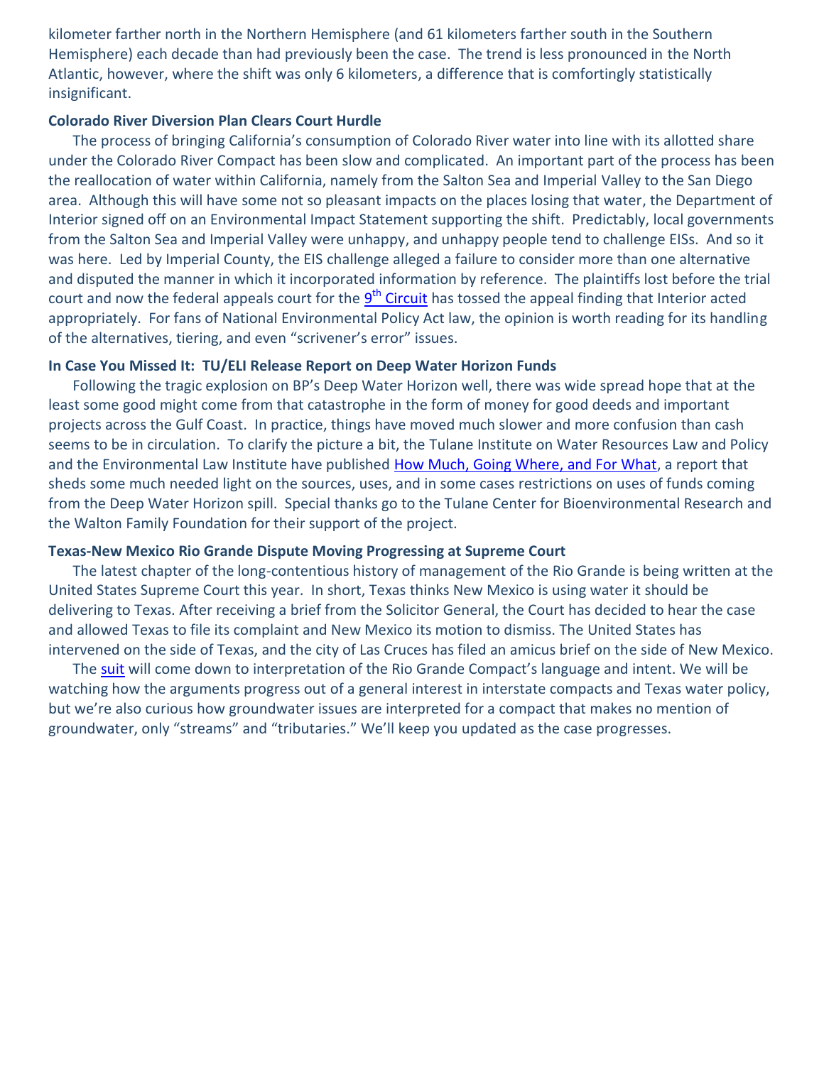kilometer farther north in the Northern Hemisphere (and 61 kilometers farther south in the Southern Hemisphere) each decade than had previously been the case. The trend is less pronounced in the North Atlantic, however, where the shift was only 6 kilometers, a difference that is comfortingly statistically insignificant.

**Colorado River Diversion Plan Clears Court Hurdle**

The process of bringing California's consumption of Colorado River water into line with its allotted share under the Colorado River Compact has been slow and complicated. An important part of the process has been the reallocation of water within California, namely from the Salton Sea and Imperial Valley to the San Diego area. Although this will have some not so pleasant impacts on the places losing that water, the Department of Interior signed off on an Environmental Impact Statement supporting the shift. Predictably, local governments from the Salton Sea and Imperial Valley were unhappy, and unhappy people tend to challenge EISs. And so it was here. Led by Imperial County, the EIS challenge alleged a failure to consider more than one alternative and disputed the manner in which it incorporated information by reference. The plaintiffs lost before the trial court and now the federal appeals court for the 9th Circuit has tossed the appeal finding that Interior acted appropriately. For fans of National Environmental Policy Act law, the opinion is worth reading for its handling of the alternatives, tiering, and even "scrivener's error" issues.

**In Case You Missed It: TU/ELI Release Report on Deep Water Horizon Funds**

Following the tragic explosion on BP's Deep Water Horizon well, there was wide spread hope that at the least some good might come from that catastrophe in the form of money for good deeds and important projects across the Gulf Coast. In practice, things have moved much slower and more confusion than cash seems to be in circulation. To clarify the picture a bit, the Tulane Institute on Water Resources Law and Policy and the Environmental Law Institute have published How Much, Going Where, and For What, a report that sheds some much needed light on the sources, uses, and in some cases restrictions on uses of funds coming from the Deep Water Horizon spill. Special thanks go to the Tulane Center for Bioenvironmental Research and the Walton Family Foundation for their support of the project.

**Texas-New Mexico Rio Grande Dispute Moving Progressing at Supreme Court**

The latest chapter of the long-contentious history of management of the Rio Grande is being written at the United States Supreme Court this year. In short, Texas thinks New Mexico is using water it should be delivering to Texas. After receiving a brief from the Solicitor General, the Court has decided to hear the case and allowed Texas to file its complaint and New Mexico its motion to dismiss. The United States has intervened on the side of Texas, and the city of Las Cruces has filed an amicus brief on the side of New Mexico.

The suit will come down to interpretation of the Rio Grande Compact's language and intent. We will be watching how the arguments progress out of a general interest in interstate compacts and Texas water policy, but we're also curious how groundwater issues are interpreted for a compact that makes no mention of groundwater, only "streams" and "tributaries." We'll keep you updated as the case progresses.